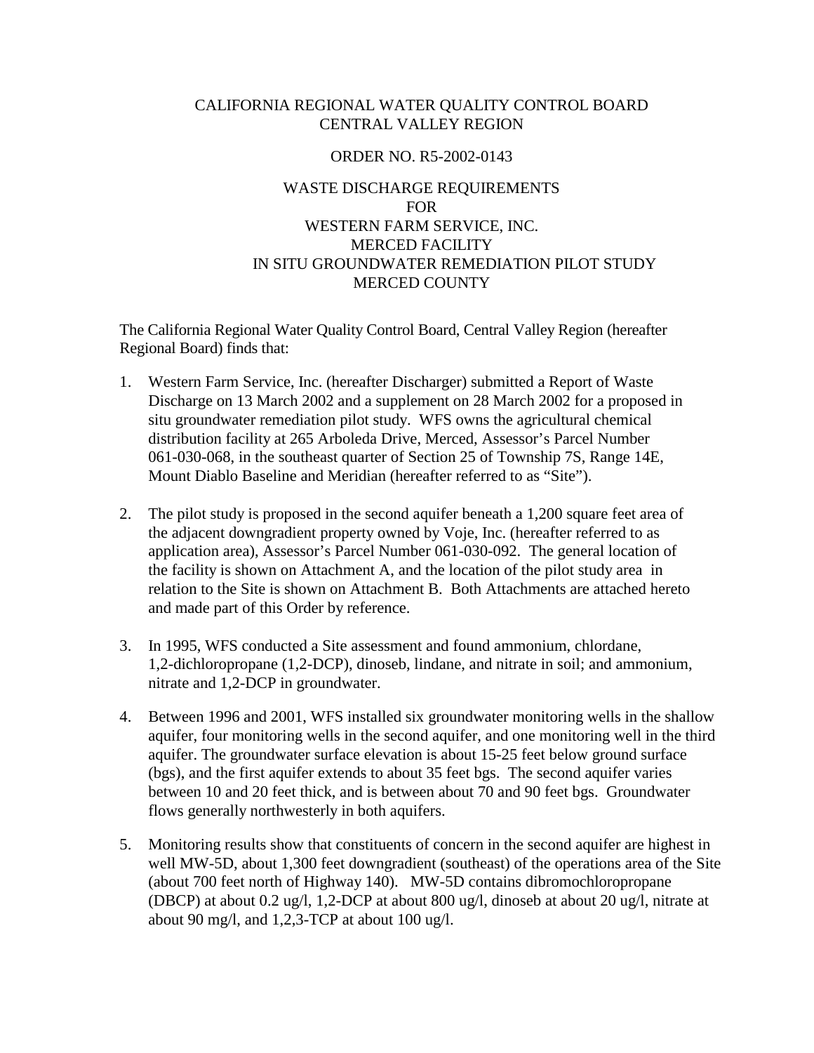CALIFORNIA REGIONAL WATER QUALITY CONTROL BOARD
CENTRAL VALLEY REGION

ORDER NO. R5-2002-0143

WASTE DISCHARGE REQUIREMENTS
FOR
WESTERN FARM SERVICE, INC.
MERCED FACILITY
IN SITU GROUNDWATER REMEDIATION PILOT STUDY
MERCED COUNTY

The California Regional Water Quality Control Board, Central Valley Region (hereafter Regional Board) finds that:

1. Western Farm Service, Inc. (hereafter Discharger) submitted a Report of Waste Discharge on 13 March 2002 and a supplement on 28 March 2002 for a proposed in situ groundwater remediation pilot study. WFS owns the agricultural chemical distribution facility at 265 Arboleda Drive, Merced, Assessor's Parcel Number 061-030-068, in the southeast quarter of Section 25 of Township 7S, Range 14E, Mount Diablo Baseline and Meridian (hereafter referred to as "Site").

2. The pilot study is proposed in the second aquifer beneath a 1,200 square feet area of the adjacent downgradient property owned by Voje, Inc. (hereafter referred to as application area), Assessor's Parcel Number 061-030-092. The general location of the facility is shown on Attachment A, and the location of the pilot study area in relation to the Site is shown on Attachment B. Both Attachments are attached hereto and made part of this Order by reference.

3. In 1995, WFS conducted a Site assessment and found ammonium, chlordane, 1,2-dichloropropane (1,2-DCP), dinoseb, lindane, and nitrate in soil; and ammonium, nitrate and 1,2-DCP in groundwater.

4. Between 1996 and 2001, WFS installed six groundwater monitoring wells in the shallow aquifer, four monitoring wells in the second aquifer, and one monitoring well in the third aquifer. The groundwater surface elevation is about 15-25 feet below ground surface (bgs), and the first aquifer extends to about 35 feet bgs. The second aquifer varies between 10 and 20 feet thick, and is between about 70 and 90 feet bgs. Groundwater flows generally northwesterly in both aquifers.

5. Monitoring results show that constituents of concern in the second aquifer are highest in well MW-5D, about 1,300 feet downgradient (southeast) of the operations area of the Site (about 700 feet north of Highway 140). MW-5D contains dibromochloropropane (DBCP) at about 0.2 ug/l, 1,2-DCP at about 800 ug/l, dinoseb at about 20 ug/l, nitrate at about 90 mg/l, and 1,2,3-TCP at about 100 ug/l.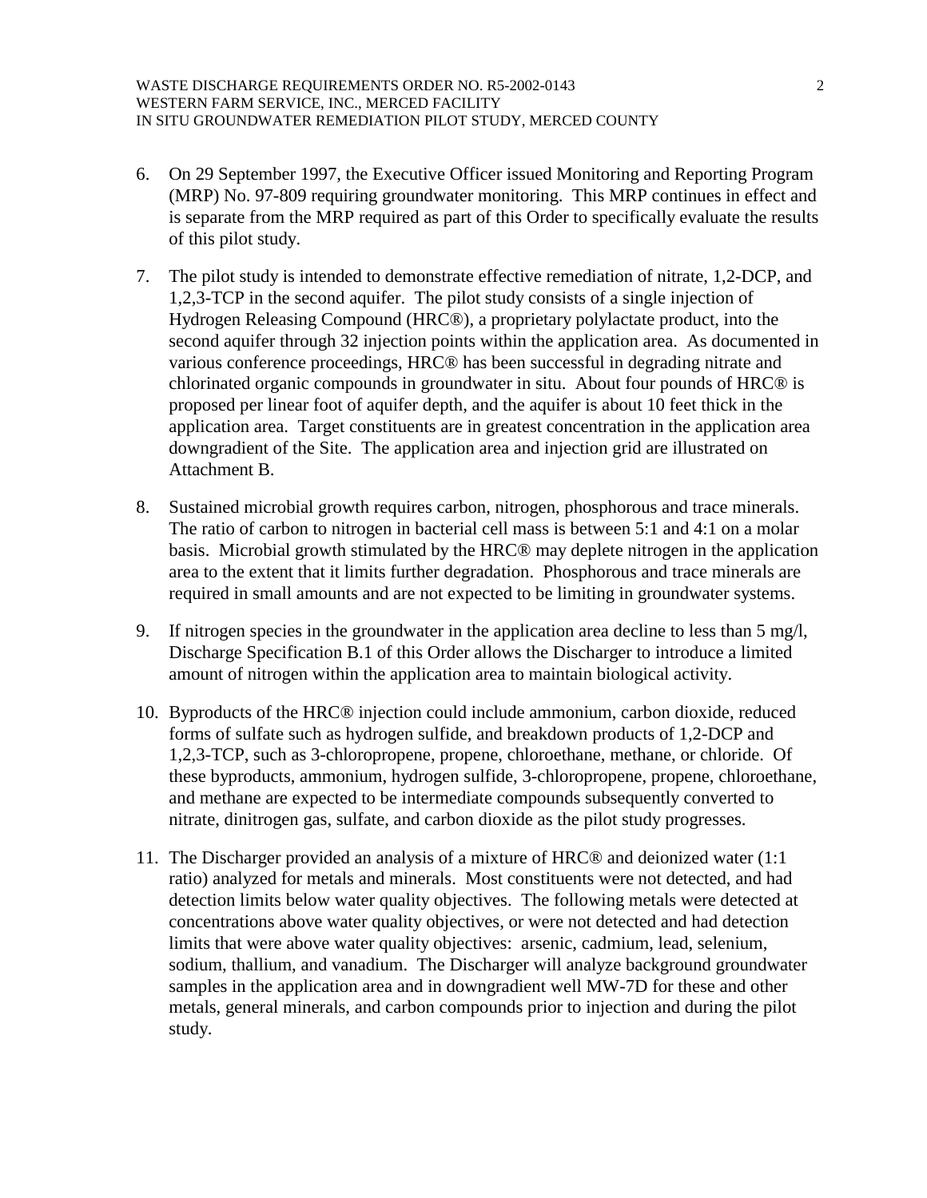6. On 29 September 1997, the Executive Officer issued Monitoring and Reporting Program (MRP) No. 97-809 requiring groundwater monitoring. This MRP continues in effect and is separate from the MRP required as part of this Order to specifically evaluate the results of this pilot study.

7. The pilot study is intended to demonstrate effective remediation of nitrate, 1,2-DCP, and 1,2,3-TCP in the second aquifer. The pilot study consists of a single injection of Hydrogen Releasing Compound (HRC®), a proprietary polylactate product, into the second aquifer through 32 injection points within the application area. As documented in various conference proceedings, HRC® has been successful in degrading nitrate and chlorinated organic compounds in groundwater in situ. About four pounds of HRC® is proposed per linear foot of aquifer depth, and the aquifer is about 10 feet thick in the application area. Target constituents are in greatest concentration in the application area downgradient of the Site. The application area and injection grid are illustrated on Attachment B.

8. Sustained microbial growth requires carbon, nitrogen, phosphorous and trace minerals. The ratio of carbon to nitrogen in bacterial cell mass is between 5:1 and 4:1 on a molar basis. Microbial growth stimulated by the HRC® may deplete nitrogen in the application area to the extent that it limits further degradation. Phosphorous and trace minerals are required in small amounts and are not expected to be limiting in groundwater systems.

9. If nitrogen species in the groundwater in the application area decline to less than 5 mg/l, Discharge Specification B.1 of this Order allows the Discharger to introduce a limited amount of nitrogen within the application area to maintain biological activity.

10. Byproducts of the HRC® injection could include ammonium, carbon dioxide, reduced forms of sulfate such as hydrogen sulfide, and breakdown products of 1,2-DCP and 1,2,3-TCP, such as 3-chloropropene, propene, chloroethane, methane, or chloride. Of these byproducts, ammonium, hydrogen sulfide, 3-chloropropene, propene, chloroethane, and methane are expected to be intermediate compounds subsequently converted to nitrate, dinitrogen gas, sulfate, and carbon dioxide as the pilot study progresses.

11. The Discharger provided an analysis of a mixture of HRC® and deionized water (1:1 ratio) analyzed for metals and minerals. Most constituents were not detected, and had detection limits below water quality objectives. The following metals were detected at concentrations above water quality objectives, or were not detected and had detection limits that were above water quality objectives: arsenic, cadmium, lead, selenium, sodium, thallium, and vanadium. The Discharger will analyze background groundwater samples in the application area and in downgradient well MW-7D for these and other metals, general minerals, and carbon compounds prior to injection and during the pilot study.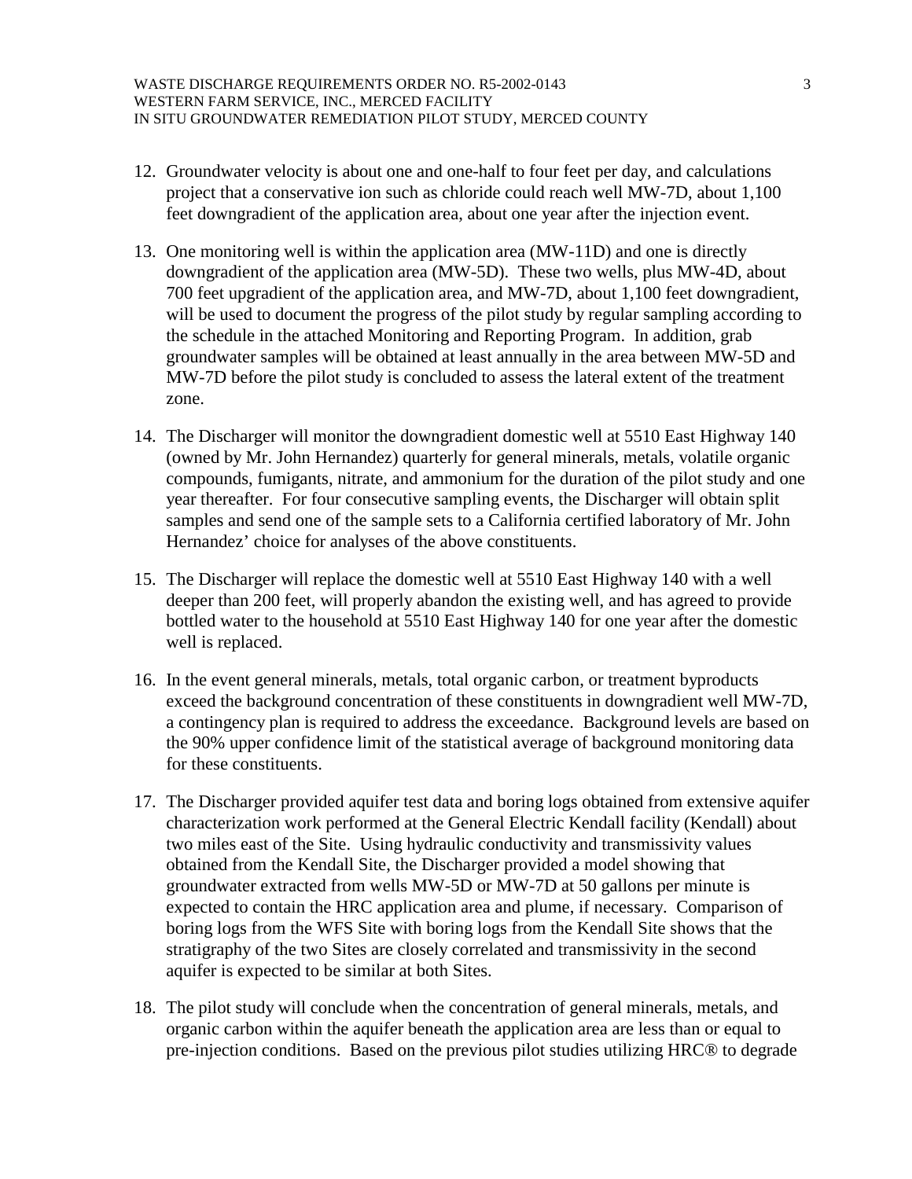12. Groundwater velocity is about one and one-half to four feet per day, and calculations project that a conservative ion such as chloride could reach well MW-7D, about 1,100 feet downgradient of the application area, about one year after the injection event.

13. One monitoring well is within the application area (MW-11D) and one is directly downgradient of the application area (MW-5D). These two wells, plus MW-4D, about 700 feet upgradient of the application area, and MW-7D, about 1,100 feet downgradient, will be used to document the progress of the pilot study by regular sampling according to the schedule in the attached Monitoring and Reporting Program. In addition, grab groundwater samples will be obtained at least annually in the area between MW-5D and MW-7D before the pilot study is concluded to assess the lateral extent of the treatment zone.

14. The Discharger will monitor the downgradient domestic well at 5510 East Highway 140 (owned by Mr. John Hernandez) quarterly for general minerals, metals, volatile organic compounds, fumigants, nitrate, and ammonium for the duration of the pilot study and one year thereafter. For four consecutive sampling events, the Discharger will obtain split samples and send one of the sample sets to a California certified laboratory of Mr. John Hernandez' choice for analyses of the above constituents.

15. The Discharger will replace the domestic well at 5510 East Highway 140 with a well deeper than 200 feet, will properly abandon the existing well, and has agreed to provide bottled water to the household at 5510 East Highway 140 for one year after the domestic well is replaced.

16. In the event general minerals, metals, total organic carbon, or treatment byproducts exceed the background concentration of these constituents in downgradient well MW-7D, a contingency plan is required to address the exceedance. Background levels are based on the 90% upper confidence limit of the statistical average of background monitoring data for these constituents.

17. The Discharger provided aquifer test data and boring logs obtained from extensive aquifer characterization work performed at the General Electric Kendall facility (Kendall) about two miles east of the Site. Using hydraulic conductivity and transmissivity values obtained from the Kendall Site, the Discharger provided a model showing that groundwater extracted from wells MW-5D or MW-7D at 50 gallons per minute is expected to contain the HRC application area and plume, if necessary. Comparison of boring logs from the WFS Site with boring logs from the Kendall Site shows that the stratigraphy of the two Sites are closely correlated and transmissivity in the second aquifer is expected to be similar at both Sites.

18. The pilot study will conclude when the concentration of general minerals, metals, and organic carbon within the aquifer beneath the application area are less than or equal to pre-injection conditions. Based on the previous pilot studies utilizing HRC® to degrade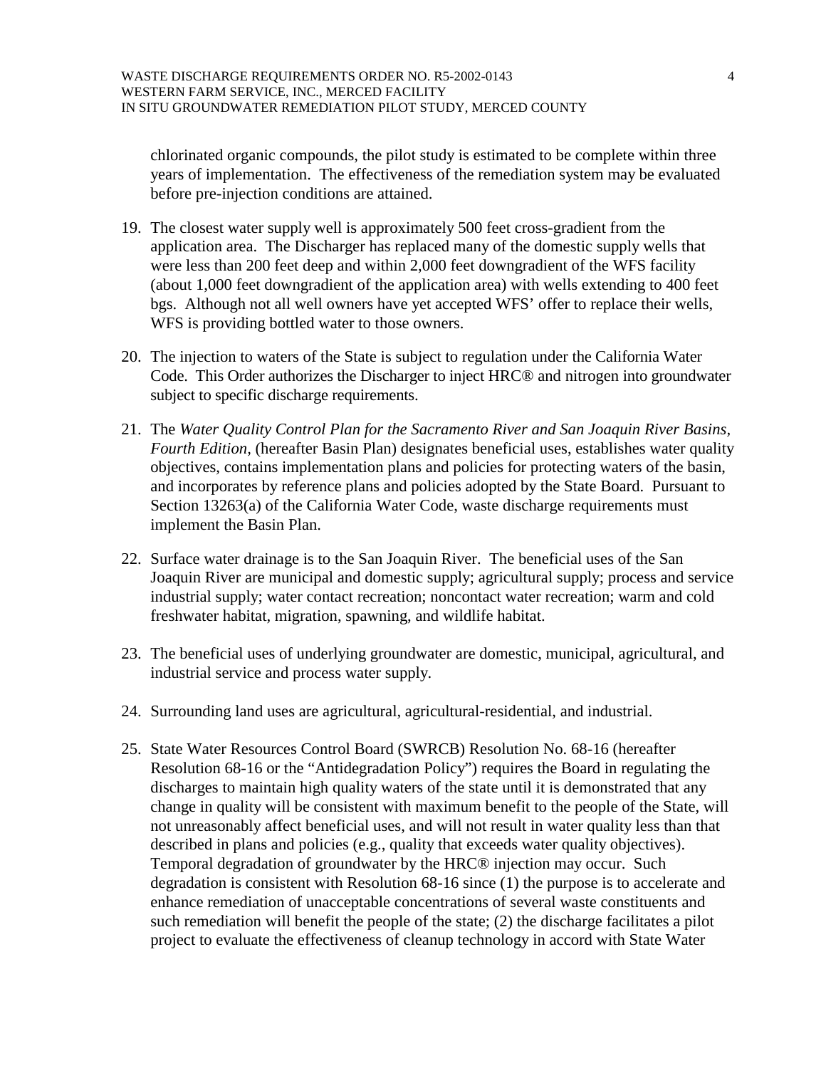chlorinated organic compounds, the pilot study is estimated to be complete within three years of implementation. The effectiveness of the remediation system may be evaluated before pre-injection conditions are attained.

19. The closest water supply well is approximately 500 feet cross-gradient from the application area. The Discharger has replaced many of the domestic supply wells that were less than 200 feet deep and within 2,000 feet downgradient of the WFS facility (about 1,000 feet downgradient of the application area) with wells extending to 400 feet bgs. Although not all well owners have yet accepted WFS' offer to replace their wells, WFS is providing bottled water to those owners.

20. The injection to waters of the State is subject to regulation under the California Water Code. This Order authorizes the Discharger to inject HRC® and nitrogen into groundwater subject to specific discharge requirements.

21. The *Water Quality Control Plan for the Sacramento River and San Joaquin River Basins, Fourth Edition*, (hereafter Basin Plan) designates beneficial uses, establishes water quality objectives, contains implementation plans and policies for protecting waters of the basin, and incorporates by reference plans and policies adopted by the State Board. Pursuant to Section 13263(a) of the California Water Code, waste discharge requirements must implement the Basin Plan.

22. Surface water drainage is to the San Joaquin River. The beneficial uses of the San Joaquin River are municipal and domestic supply; agricultural supply; process and service industrial supply; water contact recreation; noncontact water recreation; warm and cold freshwater habitat, migration, spawning, and wildlife habitat.

23. The beneficial uses of underlying groundwater are domestic, municipal, agricultural, and industrial service and process water supply.

24. Surrounding land uses are agricultural, agricultural-residential, and industrial.

25. State Water Resources Control Board (SWRCB) Resolution No. 68-16 (hereafter Resolution 68-16 or the "Antidegradation Policy") requires the Board in regulating the discharges to maintain high quality waters of the state until it is demonstrated that any change in quality will be consistent with maximum benefit to the people of the State, will not unreasonably affect beneficial uses, and will not result in water quality less than that described in plans and policies (e.g., quality that exceeds water quality objectives). Temporal degradation of groundwater by the HRC® injection may occur. Such degradation is consistent with Resolution 68-16 since (1) the purpose is to accelerate and enhance remediation of unacceptable concentrations of several waste constituents and such remediation will benefit the people of the state; (2) the discharge facilitates a pilot project to evaluate the effectiveness of cleanup technology in accord with State Water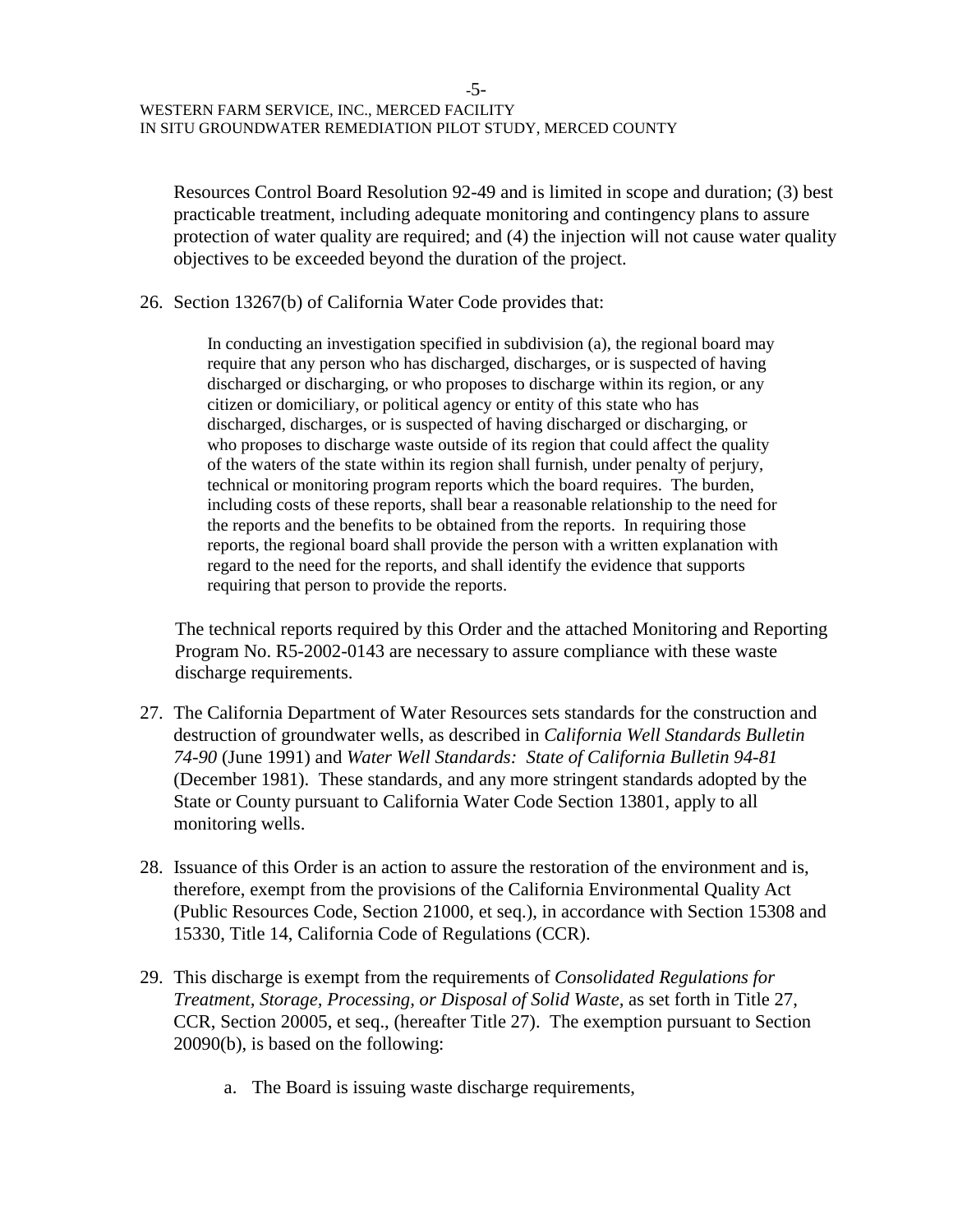Resources Control Board Resolution 92-49 and is limited in scope and duration; (3) best practicable treatment, including adequate monitoring and contingency plans to assure protection of water quality are required; and (4) the injection will not cause water quality objectives to be exceeded beyond the duration of the project.

26. Section 13267(b) of California Water Code provides that:

> In conducting an investigation specified in subdivision (a), the regional board may require that any person who has discharged, discharges, or is suspected of having discharged or discharging, or who proposes to discharge within its region, or any citizen or domiciliary, or political agency or entity of this state who has discharged, discharges, or is suspected of having discharged or discharging, or who proposes to discharge waste outside of its region that could affect the quality of the waters of the state within its region shall furnish, under penalty of perjury, technical or monitoring program reports which the board requires. The burden, including costs of these reports, shall bear a reasonable relationship to the need for the reports and the benefits to be obtained from the reports. In requiring those reports, the regional board shall provide the person with a written explanation with regard to the need for the reports, and shall identify the evidence that supports requiring that person to provide the reports.

The technical reports required by this Order and the attached Monitoring and Reporting Program No. R5-2002-0143 are necessary to assure compliance with these waste discharge requirements.

27. The California Department of Water Resources sets standards for the construction and destruction of groundwater wells, as described in *California Well Standards Bulletin 74-90* (June 1991) and *Water Well Standards: State of California Bulletin 94-81* (December 1981). These standards, and any more stringent standards adopted by the State or County pursuant to California Water Code Section 13801, apply to all monitoring wells.

28. Issuance of this Order is an action to assure the restoration of the environment and is, therefore, exempt from the provisions of the California Environmental Quality Act (Public Resources Code, Section 21000, et seq.), in accordance with Section 15308 and 15330, Title 14, California Code of Regulations (CCR).

29. This discharge is exempt from the requirements of *Consolidated Regulations for Treatment, Storage, Processing, or Disposal of Solid Waste,* as set forth in Title 27, CCR, Section 20005, et seq., (hereafter Title 27). The exemption pursuant to Section 20090(b), is based on the following:

    a. The Board is issuing waste discharge requirements,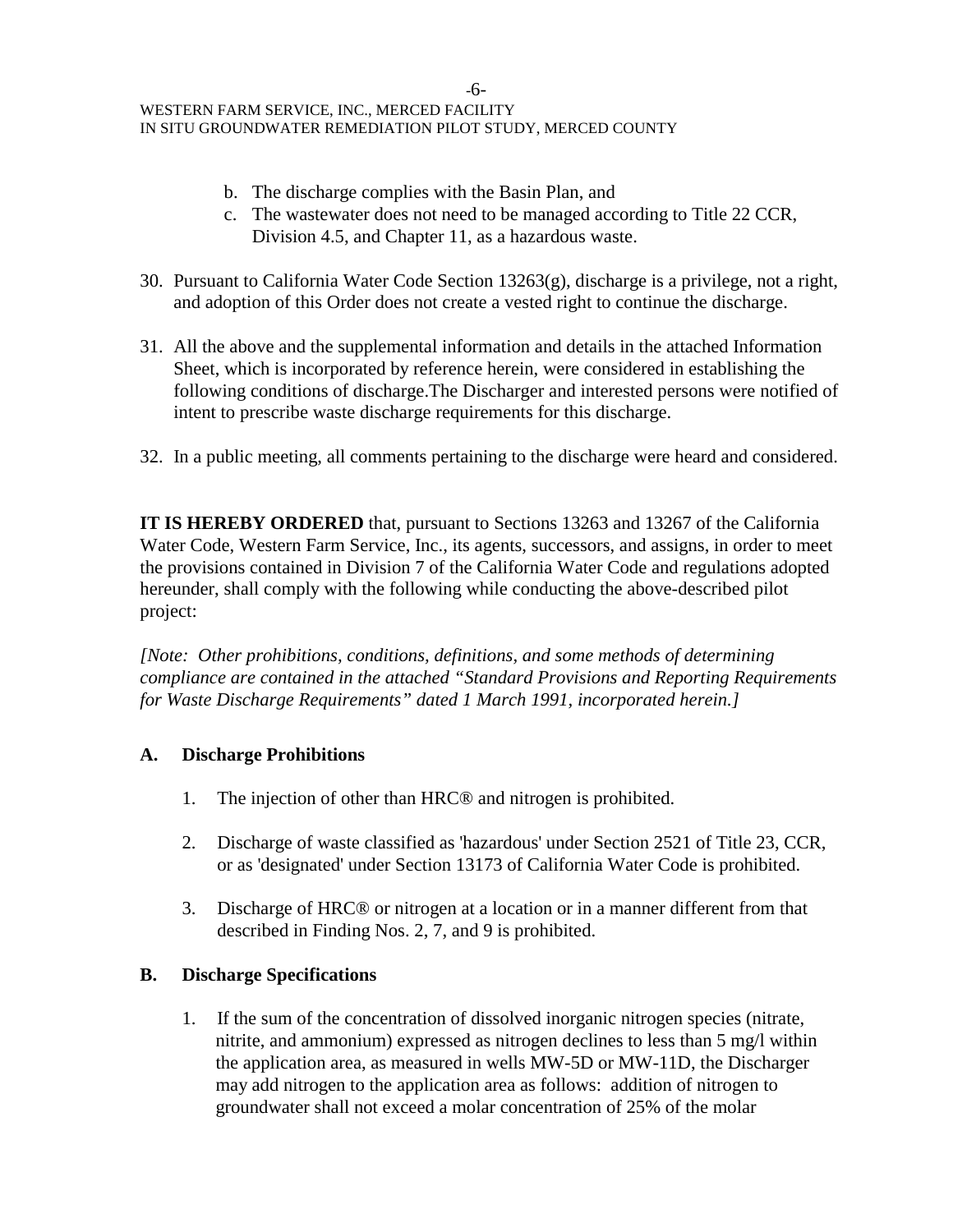b. The discharge complies with the Basin Plan, and
c. The wastewater does not need to be managed according to Title 22 CCR, Division 4.5, and Chapter 11, as a hazardous waste.

30. Pursuant to California Water Code Section 13263(g), discharge is a privilege, not a right, and adoption of this Order does not create a vested right to continue the discharge.

31. All the above and the supplemental information and details in the attached Information Sheet, which is incorporated by reference herein, were considered in establishing the following conditions of discharge.The Discharger and interested persons were notified of intent to prescribe waste discharge requirements for this discharge.

32. In a public meeting, all comments pertaining to the discharge were heard and considered.

**IT IS HEREBY ORDERED** that, pursuant to Sections 13263 and 13267 of the California Water Code, Western Farm Service, Inc., its agents, successors, and assigns, in order to meet the provisions contained in Division 7 of the California Water Code and regulations adopted hereunder, shall comply with the following while conducting the above-described pilot project:

*[Note: Other prohibitions, conditions, definitions, and some methods of determining compliance are contained in the attached "Standard Provisions and Reporting Requirements for Waste Discharge Requirements" dated 1 March 1991, incorporated herein.]*

## A. Discharge Prohibitions

1. The injection of other than HRC® and nitrogen is prohibited.

2. Discharge of waste classified as 'hazardous' under Section 2521 of Title 23, CCR, or as 'designated' under Section 13173 of California Water Code is prohibited.

3. Discharge of HRC® or nitrogen at a location or in a manner different from that described in Finding Nos. 2, 7, and 9 is prohibited.

## B. Discharge Specifications

1. If the sum of the concentration of dissolved inorganic nitrogen species (nitrate, nitrite, and ammonium) expressed as nitrogen declines to less than 5 mg/l within the application area, as measured in wells MW-5D or MW-11D, the Discharger may add nitrogen to the application area as follows: addition of nitrogen to groundwater shall not exceed a molar concentration of 25% of the molar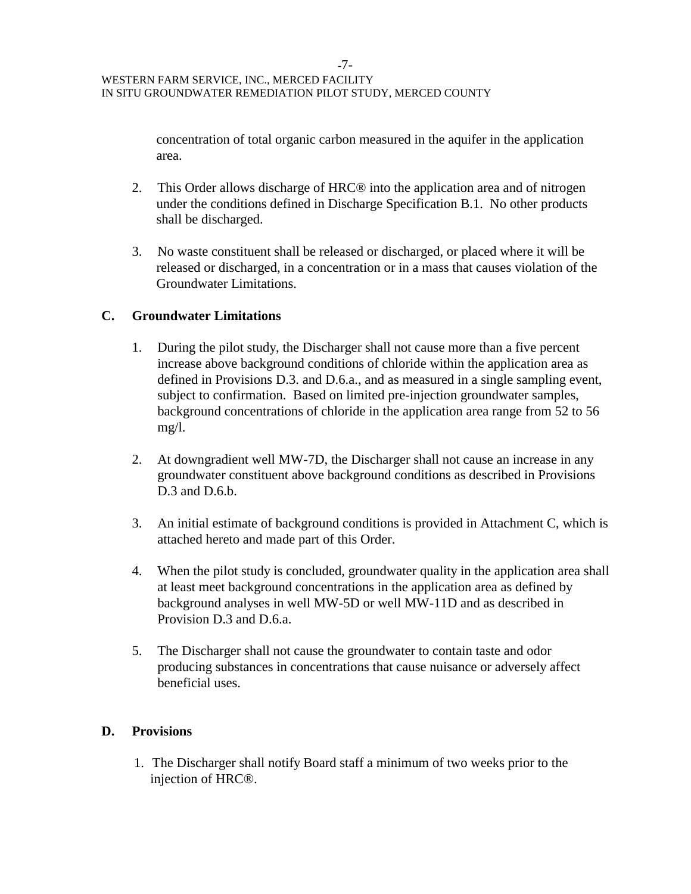concentration of total organic carbon measured in the aquifer in the application area.

2. This Order allows discharge of HRC® into the application area and of nitrogen under the conditions defined in Discharge Specification B.1. No other products shall be discharged.

3. No waste constituent shall be released or discharged, or placed where it will be released or discharged, in a concentration or in a mass that causes violation of the Groundwater Limitations.

## C. Groundwater Limitations

1. During the pilot study, the Discharger shall not cause more than a five percent increase above background conditions of chloride within the application area as defined in Provisions D.3. and D.6.a., and as measured in a single sampling event, subject to confirmation. Based on limited pre-injection groundwater samples, background concentrations of chloride in the application area range from 52 to 56 mg/l.

2. At downgradient well MW-7D, the Discharger shall not cause an increase in any groundwater constituent above background conditions as described in Provisions D.3 and D.6.b.

3. An initial estimate of background conditions is provided in Attachment C, which is attached hereto and made part of this Order.

4. When the pilot study is concluded, groundwater quality in the application area shall at least meet background concentrations in the application area as defined by background analyses in well MW-5D or well MW-11D and as described in Provision D.3 and D.6.a.

5. The Discharger shall not cause the groundwater to contain taste and odor producing substances in concentrations that cause nuisance or adversely affect beneficial uses.

## D. Provisions

1. The Discharger shall notify Board staff a minimum of two weeks prior to the injection of HRC®.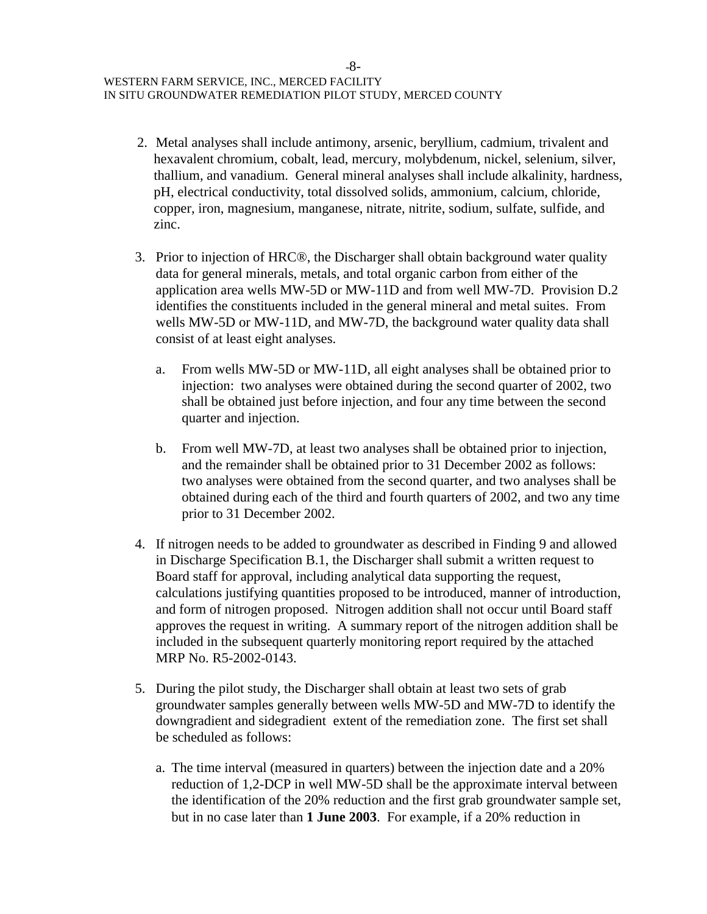2. Metal analyses shall include antimony, arsenic, beryllium, cadmium, trivalent and hexavalent chromium, cobalt, lead, mercury, molybdenum, nickel, selenium, silver, thallium, and vanadium. General mineral analyses shall include alkalinity, hardness, pH, electrical conductivity, total dissolved solids, ammonium, calcium, chloride, copper, iron, magnesium, manganese, nitrate, nitrite, sodium, sulfate, sulfide, and zinc.

3. Prior to injection of HRC®, the Discharger shall obtain background water quality data for general minerals, metals, and total organic carbon from either of the application area wells MW-5D or MW-11D and from well MW-7D. Provision D.2 identifies the constituents included in the general mineral and metal suites. From wells MW-5D or MW-11D, and MW-7D, the background water quality data shall consist of at least eight analyses.

   a. From wells MW-5D or MW-11D, all eight analyses shall be obtained prior to injection: two analyses were obtained during the second quarter of 2002, two shall be obtained just before injection, and four any time between the second quarter and injection.

   b. From well MW-7D, at least two analyses shall be obtained prior to injection, and the remainder shall be obtained prior to 31 December 2002 as follows: two analyses were obtained from the second quarter, and two analyses shall be obtained during each of the third and fourth quarters of 2002, and two any time prior to 31 December 2002.

4. If nitrogen needs to be added to groundwater as described in Finding 9 and allowed in Discharge Specification B.1, the Discharger shall submit a written request to Board staff for approval, including analytical data supporting the request, calculations justifying quantities proposed to be introduced, manner of introduction, and form of nitrogen proposed. Nitrogen addition shall not occur until Board staff approves the request in writing. A summary report of the nitrogen addition shall be included in the subsequent quarterly monitoring report required by the attached MRP No. R5-2002-0143.

5. During the pilot study, the Discharger shall obtain at least two sets of grab groundwater samples generally between wells MW-5D and MW-7D to identify the downgradient and sidegradient extent of the remediation zone. The first set shall be scheduled as follows:

   a. The time interval (measured in quarters) between the injection date and a 20% reduction of 1,2-DCP in well MW-5D shall be the approximate interval between the identification of the 20% reduction and the first grab groundwater sample set, but in no case later than **1 June 2003**. For example, if a 20% reduction in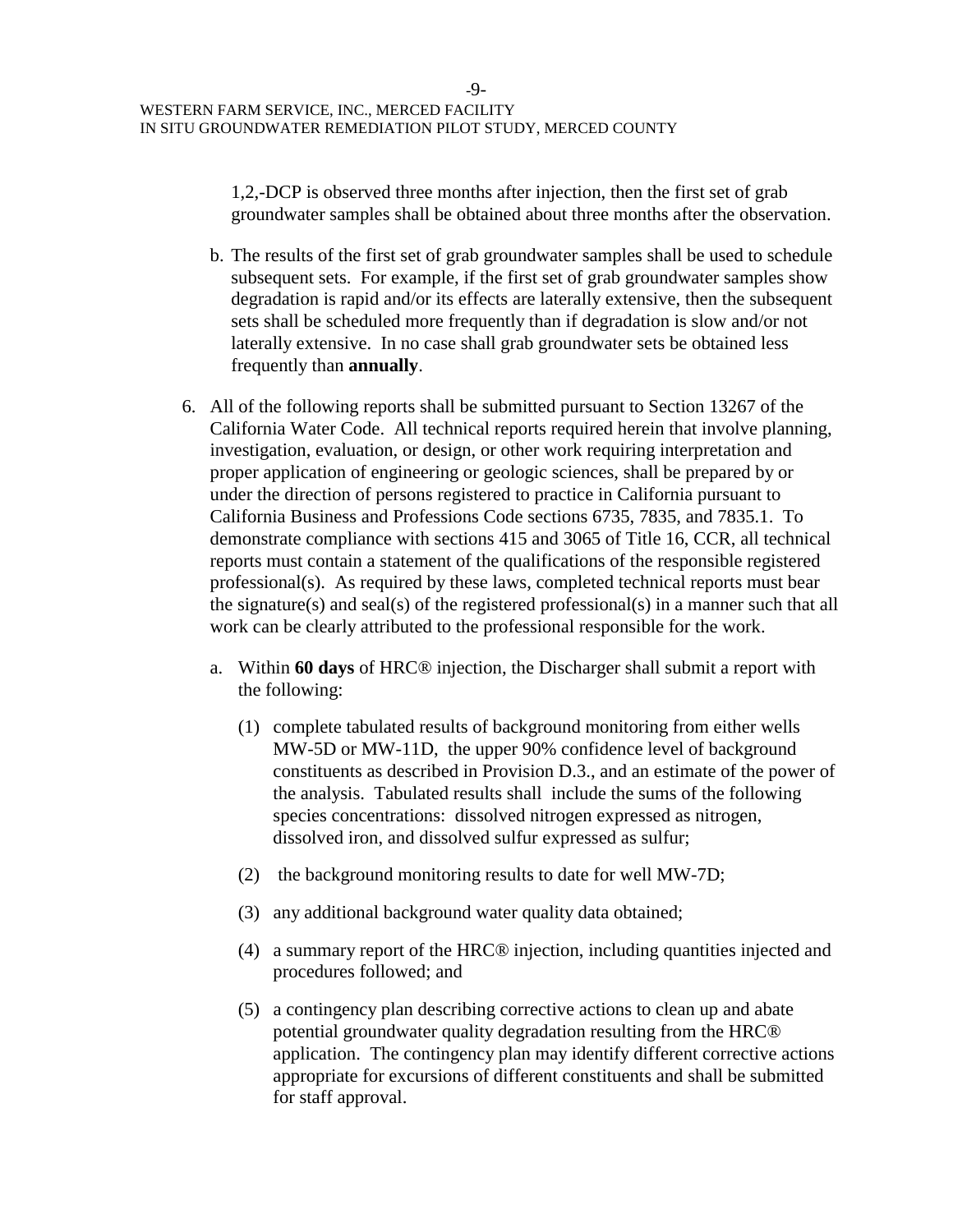1,2,-DCP is observed three months after injection, then the first set of grab groundwater samples shall be obtained about three months after the observation.

b. The results of the first set of grab groundwater samples shall be used to schedule subsequent sets. For example, if the first set of grab groundwater samples show degradation is rapid and/or its effects are laterally extensive, then the subsequent sets shall be scheduled more frequently than if degradation is slow and/or not laterally extensive. In no case shall grab groundwater sets be obtained less frequently than **annually**.

6. All of the following reports shall be submitted pursuant to Section 13267 of the California Water Code. All technical reports required herein that involve planning, investigation, evaluation, or design, or other work requiring interpretation and proper application of engineering or geologic sciences, shall be prepared by or under the direction of persons registered to practice in California pursuant to California Business and Professions Code sections 6735, 7835, and 7835.1. To demonstrate compliance with sections 415 and 3065 of Title 16, CCR, all technical reports must contain a statement of the qualifications of the responsible registered professional(s). As required by these laws, completed technical reports must bear the signature(s) and seal(s) of the registered professional(s) in a manner such that all work can be clearly attributed to the professional responsible for the work.

   a. Within **60 days** of HRC® injection, the Discharger shall submit a report with the following:

      (1) complete tabulated results of background monitoring from either wells MW-5D or MW-11D, the upper 90% confidence level of background constituents as described in Provision D.3., and an estimate of the power of the analysis. Tabulated results shall include the sums of the following species concentrations: dissolved nitrogen expressed as nitrogen, dissolved iron, and dissolved sulfur expressed as sulfur;

      (2) the background monitoring results to date for well MW-7D;

      (3) any additional background water quality data obtained;

      (4) a summary report of the HRC® injection, including quantities injected and procedures followed; and

      (5) a contingency plan describing corrective actions to clean up and abate potential groundwater quality degradation resulting from the HRC® application. The contingency plan may identify different corrective actions appropriate for excursions of different constituents and shall be submitted for staff approval.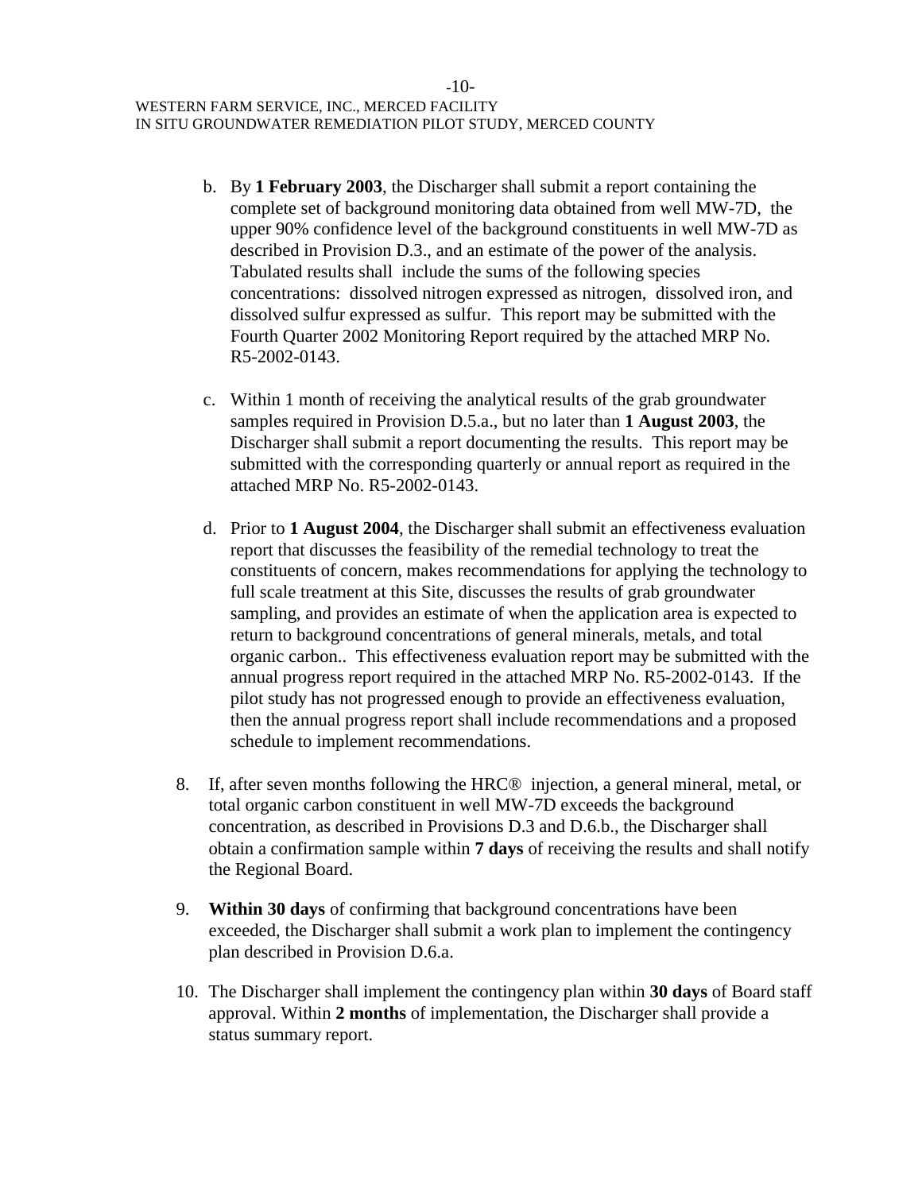b. By **1 February 2003**, the Discharger shall submit a report containing the complete set of background monitoring data obtained from well MW-7D, the upper 90% confidence level of the background constituents in well MW-7D as described in Provision D.3., and an estimate of the power of the analysis. Tabulated results shall include the sums of the following species concentrations: dissolved nitrogen expressed as nitrogen, dissolved iron, and dissolved sulfur expressed as sulfur. This report may be submitted with the Fourth Quarter 2002 Monitoring Report required by the attached MRP No. R5-2002-0143.

c. Within 1 month of receiving the analytical results of the grab groundwater samples required in Provision D.5.a., but no later than **1 August 2003**, the Discharger shall submit a report documenting the results. This report may be submitted with the corresponding quarterly or annual report as required in the attached MRP No. R5-2002-0143.

d. Prior to **1 August 2004**, the Discharger shall submit an effectiveness evaluation report that discusses the feasibility of the remedial technology to treat the constituents of concern, makes recommendations for applying the technology to full scale treatment at this Site, discusses the results of grab groundwater sampling, and provides an estimate of when the application area is expected to return to background concentrations of general minerals, metals, and total organic carbon.. This effectiveness evaluation report may be submitted with the annual progress report required in the attached MRP No. R5-2002-0143. If the pilot study has not progressed enough to provide an effectiveness evaluation, then the annual progress report shall include recommendations and a proposed schedule to implement recommendations.

8. If, after seven months following the HRC® injection, a general mineral, metal, or total organic carbon constituent in well MW-7D exceeds the background concentration, as described in Provisions D.3 and D.6.b., the Discharger shall obtain a confirmation sample within **7 days** of receiving the results and shall notify the Regional Board.

9. **Within 30 days** of confirming that background concentrations have been exceeded, the Discharger shall submit a work plan to implement the contingency plan described in Provision D.6.a.

10. The Discharger shall implement the contingency plan within **30 days** of Board staff approval. Within **2 months** of implementation, the Discharger shall provide a status summary report.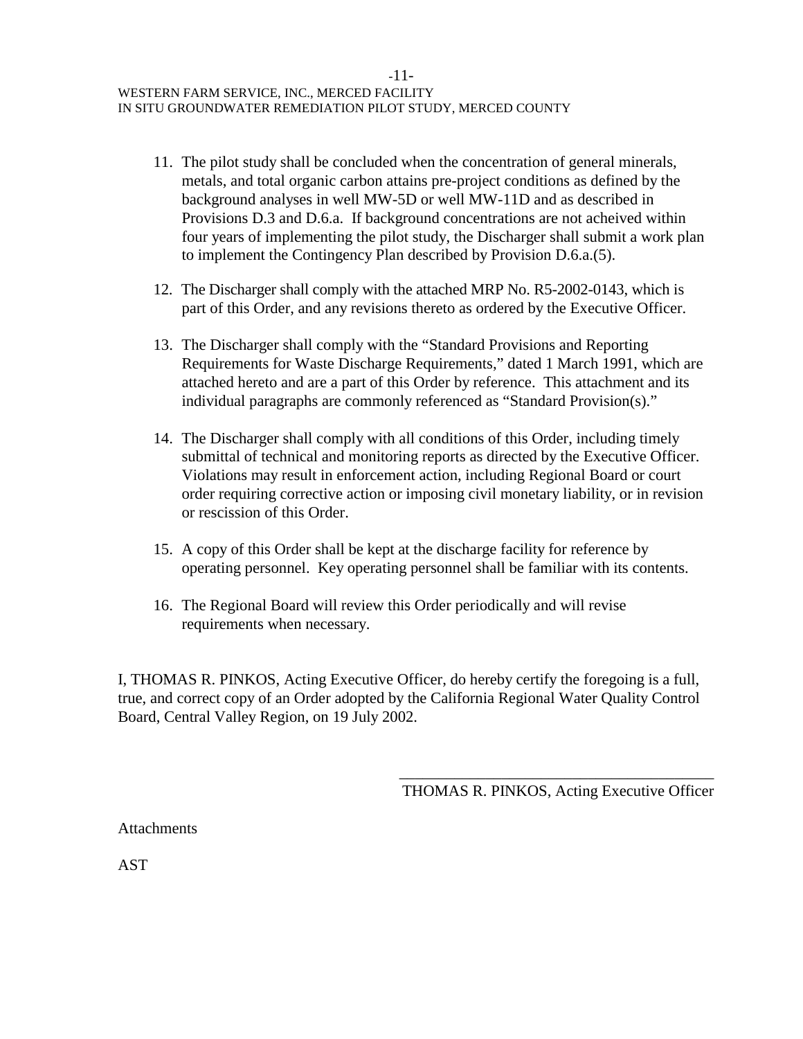11. The pilot study shall be concluded when the concentration of general minerals, metals, and total organic carbon attains pre-project conditions as defined by the background analyses in well MW-5D or well MW-11D and as described in Provisions D.3 and D.6.a. If background concentrations are not acheived within four years of implementing the pilot study, the Discharger shall submit a work plan to implement the Contingency Plan described by Provision D.6.a.(5).

12. The Discharger shall comply with the attached MRP No. R5-2002-0143, which is part of this Order, and any revisions thereto as ordered by the Executive Officer.

13. The Discharger shall comply with the "Standard Provisions and Reporting Requirements for Waste Discharge Requirements," dated 1 March 1991, which are attached hereto and are a part of this Order by reference. This attachment and its individual paragraphs are commonly referenced as "Standard Provision(s)."

14. The Discharger shall comply with all conditions of this Order, including timely submittal of technical and monitoring reports as directed by the Executive Officer. Violations may result in enforcement action, including Regional Board or court order requiring corrective action or imposing civil monetary liability, or in revision or rescission of this Order.

15. A copy of this Order shall be kept at the discharge facility for reference by operating personnel. Key operating personnel shall be familiar with its contents.

16. The Regional Board will review this Order periodically and will revise requirements when necessary.

I, THOMAS R. PINKOS, Acting Executive Officer, do hereby certify the foregoing is a full, true, and correct copy of an Order adopted by the California Regional Water Quality Control Board, Central Valley Region, on 19 July 2002.

\_\_\_\_\_\_\_\_\_\_\_\_\_\_\_\_\_\_\_\_\_\_\_\_\_\_\_\_\_\_\_\_\_\_\_\_\_\_\_\_\_\_

THOMAS R. PINKOS, Acting Executive Officer

Attachments

AST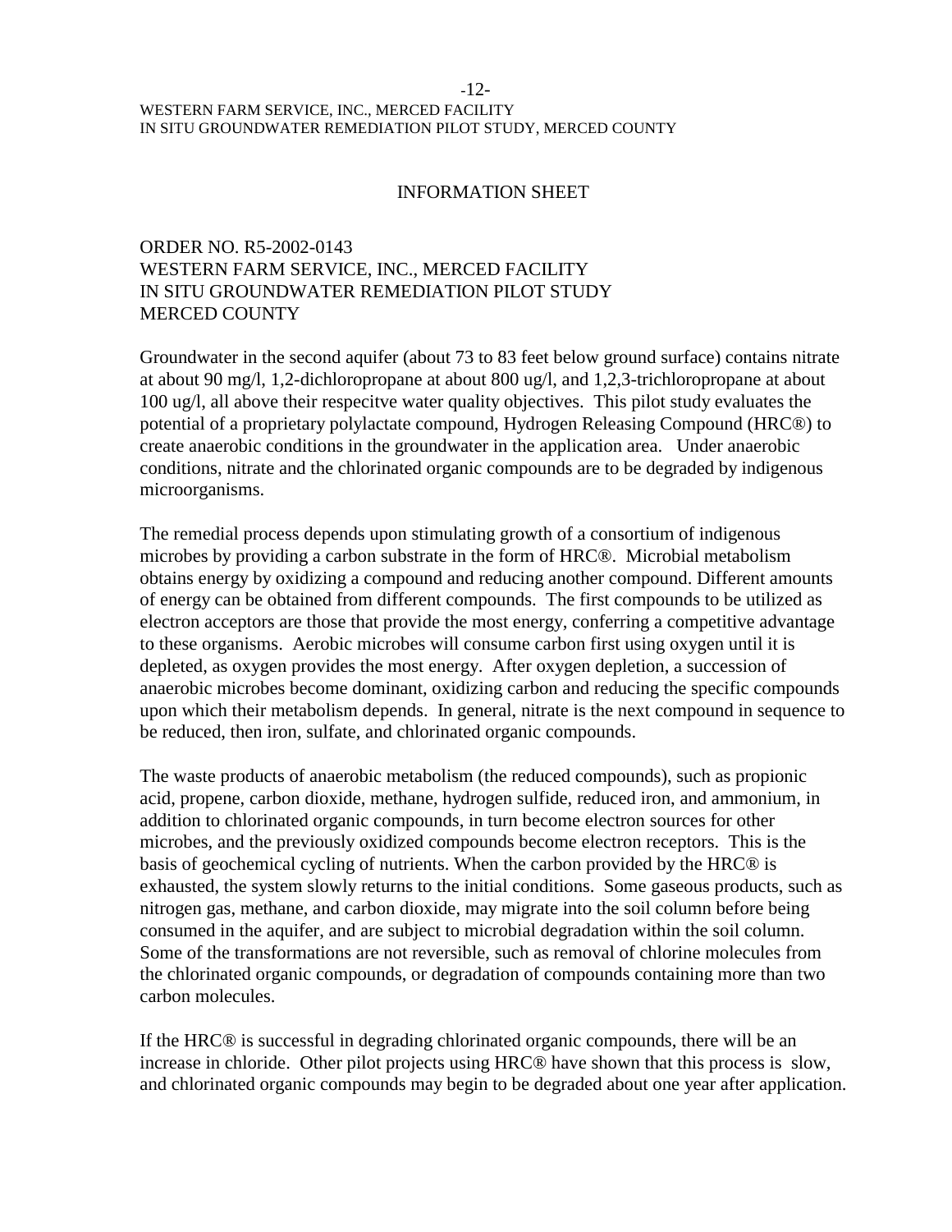## INFORMATION SHEET

ORDER NO. R5-2002-0143
WESTERN FARM SERVICE, INC., MERCED FACILITY
IN SITU GROUNDWATER REMEDIATION PILOT STUDY
MERCED COUNTY

Groundwater in the second aquifer (about 73 to 83 feet below ground surface) contains nitrate at about 90 mg/l, 1,2-dichloropropane at about 800 ug/l, and 1,2,3-trichloropropane at about 100 ug/l, all above their respecitve water quality objectives. This pilot study evaluates the potential of a proprietary polylactate compound, Hydrogen Releasing Compound (HRC®) to create anaerobic conditions in the groundwater in the application area. Under anaerobic conditions, nitrate and the chlorinated organic compounds are to be degraded by indigenous microorganisms.

The remedial process depends upon stimulating growth of a consortium of indigenous microbes by providing a carbon substrate in the form of HRC®. Microbial metabolism obtains energy by oxidizing a compound and reducing another compound. Different amounts of energy can be obtained from different compounds. The first compounds to be utilized as electron acceptors are those that provide the most energy, conferring a competitive advantage to these organisms. Aerobic microbes will consume carbon first using oxygen until it is depleted, as oxygen provides the most energy. After oxygen depletion, a succession of anaerobic microbes become dominant, oxidizing carbon and reducing the specific compounds upon which their metabolism depends. In general, nitrate is the next compound in sequence to be reduced, then iron, sulfate, and chlorinated organic compounds.

The waste products of anaerobic metabolism (the reduced compounds), such as propionic acid, propene, carbon dioxide, methane, hydrogen sulfide, reduced iron, and ammonium, in addition to chlorinated organic compounds, in turn become electron sources for other microbes, and the previously oxidized compounds become electron receptors. This is the basis of geochemical cycling of nutrients. When the carbon provided by the HRC® is exhausted, the system slowly returns to the initial conditions. Some gaseous products, such as nitrogen gas, methane, and carbon dioxide, may migrate into the soil column before being consumed in the aquifer, and are subject to microbial degradation within the soil column. Some of the transformations are not reversible, such as removal of chlorine molecules from the chlorinated organic compounds, or degradation of compounds containing more than two carbon molecules.

If the HRC® is successful in degrading chlorinated organic compounds, there will be an increase in chloride. Other pilot projects using HRC® have shown that this process is slow, and chlorinated organic compounds may begin to be degraded about one year after application.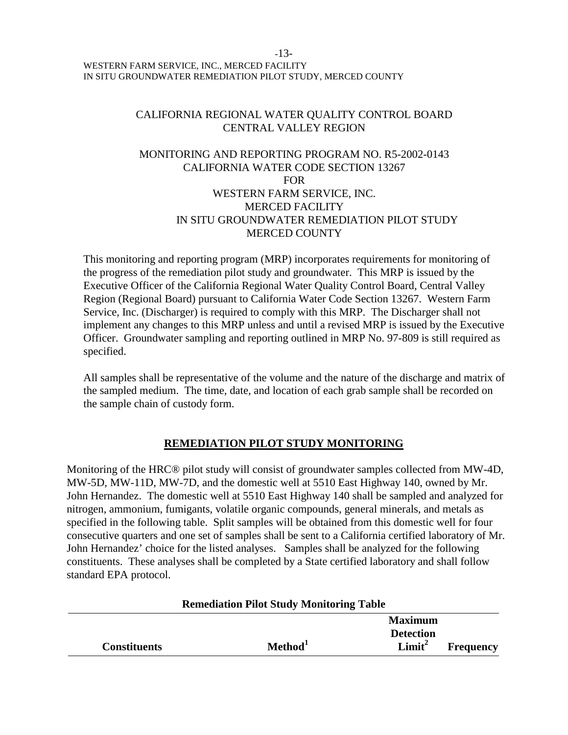CALIFORNIA REGIONAL WATER QUALITY CONTROL BOARD
CENTRAL VALLEY REGION

MONITORING AND REPORTING PROGRAM NO. R5-2002-0143
CALIFORNIA WATER CODE SECTION 13267
FOR
WESTERN FARM SERVICE, INC.
MERCED FACILITY
IN SITU GROUNDWATER REMEDIATION PILOT STUDY
MERCED COUNTY

This monitoring and reporting program (MRP) incorporates requirements for monitoring of the progress of the remediation pilot study and groundwater. This MRP is issued by the Executive Officer of the California Regional Water Quality Control Board, Central Valley Region (Regional Board) pursuant to California Water Code Section 13267. Western Farm Service, Inc. (Discharger) is required to comply with this MRP. The Discharger shall not implement any changes to this MRP unless and until a revised MRP is issued by the Executive Officer. Groundwater sampling and reporting outlined in MRP No. 97-809 is still required as specified.

All samples shall be representative of the volume and the nature of the discharge and matrix of the sampled medium. The time, date, and location of each grab sample shall be recorded on the sample chain of custody form.

## REMEDIATION PILOT STUDY MONITORING

Monitoring of the HRC® pilot study will consist of groundwater samples collected from MW-4D, MW-5D, MW-11D, MW-7D, and the domestic well at 5510 East Highway 140, owned by Mr. John Hernandez. The domestic well at 5510 East Highway 140 shall be sampled and analyzed for nitrogen, ammonium, fumigants, volatile organic compounds, general minerals, and metals as specified in the following table. Split samples will be obtained from this domestic well for four consecutive quarters and one set of samples shall be sent to a California certified laboratory of Mr. John Hernandez' choice for the listed analyses. Samples shall be analyzed for the following constituents. These analyses shall be completed by a State certified laboratory and shall follow standard EPA protocol.

**Remediation Pilot Study Monitoring Table**

| Constituents | Method[1] | Maximum Detection Limit[2] | Frequency |
|---|---|---|---|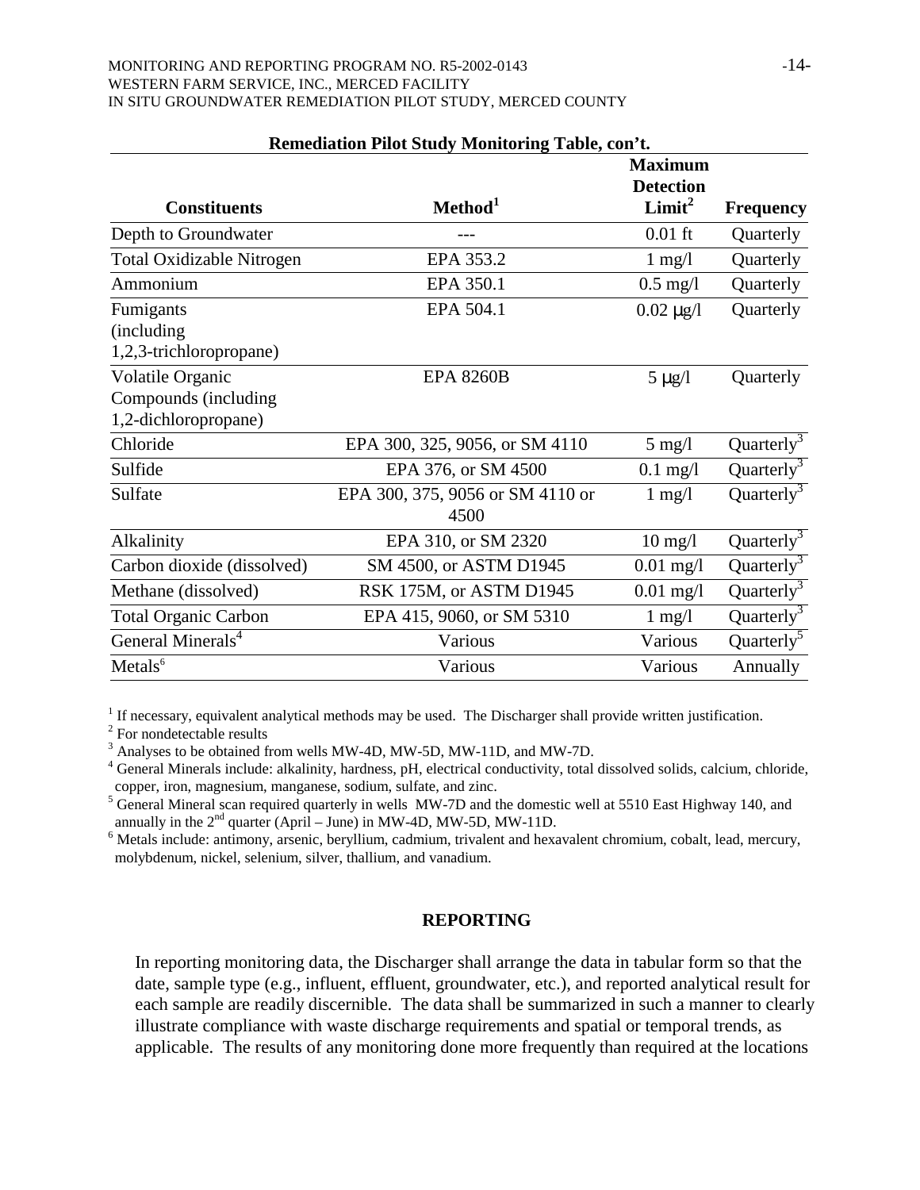**Remediation Pilot Study Monitoring Table, con't.**

| Constituents | Method[1] | Maximum Detection Limit[2] | Frequency |
|---|---|---|---|
| Depth to Groundwater | --- | 0.01 ft | Quarterly |
| Total Oxidizable Nitrogen | EPA 353.2 | 1 mg/l | Quarterly |
| Ammonium | EPA 350.1 | 0.5 mg/l | Quarterly |
| Fumigants (including 1,2,3-trichloropropane) | EPA 504.1 | 0.02 μg/l | Quarterly |
| Volatile Organic Compounds (including 1,2-dichloropropane) | EPA 8260B | 5 μg/l | Quarterly |
| Chloride | EPA 300, 325, 9056, or SM 4110 | 5 mg/l | Quarterly[3] |
| Sulfide | EPA 376, or SM 4500 | 0.1 mg/l | Quarterly[3] |
| Sulfate | EPA 300, 375, 9056 or SM 4110 or 4500 | 1 mg/l | Quarterly[3] |
| Alkalinity | EPA 310, or SM 2320 | 10 mg/l | Quarterly[3] |
| Carbon dioxide (dissolved) | SM 4500, or ASTM D1945 | 0.01 mg/l | Quarterly[3] |
| Methane (dissolved) | RSK 175M, or ASTM D1945 | 0.01 mg/l | Quarterly[3] |
| Total Organic Carbon | EPA 415, 9060, or SM 5310 | 1 mg/l | Quarterly[3] |
| General Minerals[4] | Various | Various | Quarterly[5] |
| Metals[6] | Various | Various | Annually |

[1] If necessary, equivalent analytical methods may be used. The Discharger shall provide written justification.

[2] For nondetectable results

[3] Analyses to be obtained from wells MW-4D, MW-5D, MW-11D, and MW-7D.

[4] General Minerals include: alkalinity, hardness, pH, electrical conductivity, total dissolved solids, calcium, chloride, copper, iron, magnesium, manganese, sodium, sulfate, and zinc.

[5] General Mineral scan required quarterly in wells MW-7D and the domestic well at 5510 East Highway 140, and annually in the 2nd quarter (April – June) in MW-4D, MW-5D, MW-11D.

[6] Metals include: antimony, arsenic, beryllium, cadmium, trivalent and hexavalent chromium, cobalt, lead, mercury, molybdenum, nickel, selenium, silver, thallium, and vanadium.

## REPORTING

In reporting monitoring data, the Discharger shall arrange the data in tabular form so that the date, sample type (e.g., influent, effluent, groundwater, etc.), and reported analytical result for each sample are readily discernible. The data shall be summarized in such a manner to clearly illustrate compliance with waste discharge requirements and spatial or temporal trends, as applicable. The results of any monitoring done more frequently than required at the locations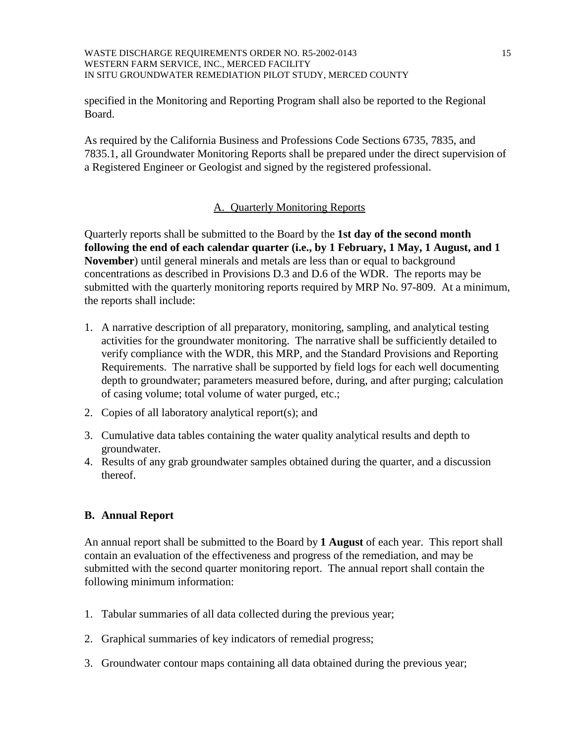specified in the Monitoring and Reporting Program shall also be reported to the Regional Board.

As required by the California Business and Professions Code Sections 6735, 7835, and 7835.1, all Groundwater Monitoring Reports shall be prepared under the direct supervision of a Registered Engineer or Geologist and signed by the registered professional.

## A. Quarterly Monitoring Reports

Quarterly reports shall be submitted to the Board by the **1st day of the second month following the end of each calendar quarter (i.e., by 1 February, 1 May, 1 August, and 1 November**) until general minerals and metals are less than or equal to background concentrations as described in Provisions D.3 and D.6 of the WDR. The reports may be submitted with the quarterly monitoring reports required by MRP No. 97-809. At a minimum, the reports shall include:

1. A narrative description of all preparatory, monitoring, sampling, and analytical testing activities for the groundwater monitoring. The narrative shall be sufficiently detailed to verify compliance with the WDR, this MRP, and the Standard Provisions and Reporting Requirements. The narrative shall be supported by field logs for each well documenting depth to groundwater; parameters measured before, during, and after purging; calculation of casing volume; total volume of water purged, etc.;
2. Copies of all laboratory analytical report(s); and
3. Cumulative data tables containing the water quality analytical results and depth to groundwater.
4. Results of any grab groundwater samples obtained during the quarter, and a discussion thereof.

## B. Annual Report

An annual report shall be submitted to the Board by **1 August** of each year. This report shall contain an evaluation of the effectiveness and progress of the remediation, and may be submitted with the second quarter monitoring report. The annual report shall contain the following minimum information:

1. Tabular summaries of all data collected during the previous year;
2. Graphical summaries of key indicators of remedial progress;
3. Groundwater contour maps containing all data obtained during the previous year;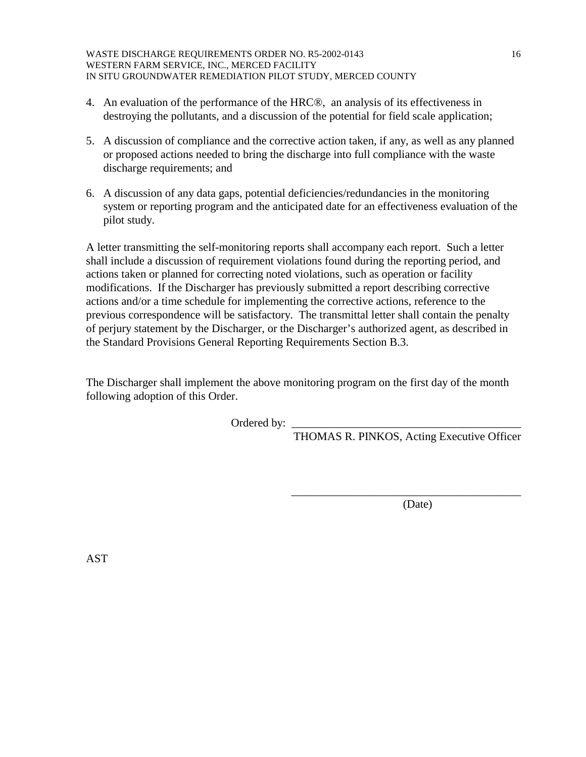4. An evaluation of the performance of the HRC®, an analysis of its effectiveness in destroying the pollutants, and a discussion of the potential for field scale application;

5. A discussion of compliance and the corrective action taken, if any, as well as any planned or proposed actions needed to bring the discharge into full compliance with the waste discharge requirements; and

6. A discussion of any data gaps, potential deficiencies/redundancies in the monitoring system or reporting program and the anticipated date for an effectiveness evaluation of the pilot study.

A letter transmitting the self-monitoring reports shall accompany each report. Such a letter shall include a discussion of requirement violations found during the reporting period, and actions taken or planned for correcting noted violations, such as operation or facility modifications. If the Discharger has previously submitted a report describing corrective actions and/or a time schedule for implementing the corrective actions, reference to the previous correspondence will be satisfactory. The transmittal letter shall contain the penalty of perjury statement by the Discharger, or the Discharger's authorized agent, as described in the Standard Provisions General Reporting Requirements Section B.3.

The Discharger shall implement the above monitoring program on the first day of the month following adoption of this Order.

Ordered by: ________________________________________

THOMAS R. PINKOS, Acting Executive Officer

________________________________________

(Date)

AST